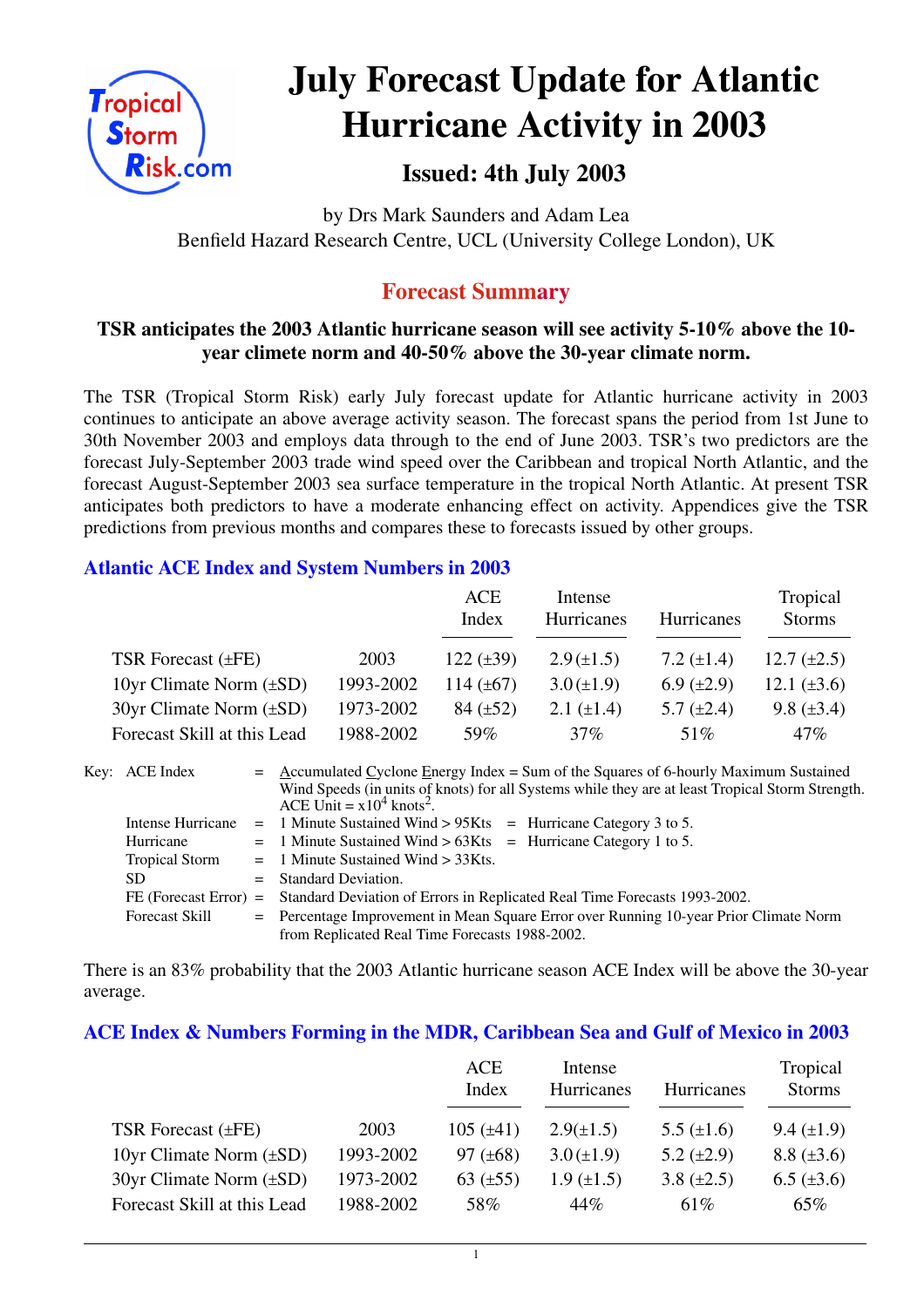# July Forecast Update for Atlantic Hurricane Activity in 2003

## Issued: 4th July 2003

by Drs Mark Saunders and Adam Lea
Benfield Hazard Research Centre, UCL (University College London), UK

## Forecast Summary

**TSR anticipates the 2003 Atlantic hurricane season will see activity 5-10% above the 10-year climete norm and 40-50% above the 30-year climate norm.**

The TSR (Tropical Storm Risk) early July forecast update for Atlantic hurricane activity in 2003 continues to anticipate an above average activity season. The forecast spans the period from 1st June to 30th November 2003 and employs data through to the end of June 2003. TSR's two predictors are the forecast July-September 2003 trade wind speed over the Caribbean and tropical North Atlantic, and the forecast August-September 2003 sea surface temperature in the tropical North Atlantic. At present TSR anticipates both predictors to have a moderate enhancing effect on activity. Appendices give the TSR predictions from previous months and compares these to forecasts issued by other groups.

### Atlantic ACE Index and System Numbers in 2003

| | | ACE Index | Intense Hurricanes | Hurricanes | Tropical Storms |
|---|---|---|---|---|---|
| TSR Forecast (±FE) | 2003 | 122 (±39) | 2.9(±1.5) | 7.2 (±1.4) | 12.7 (±2.5) |
| 10yr Climate Norm (±SD) | 1993-2002 | 114 (±67) | 3.0(±1.9) | 6.9 (±2.9) | 12.1 (±3.6) |
| 30yr Climate Norm (±SD) | 1973-2002 | 84 (±52) | 2.1 (±1.4) | 5.7 (±2.4) | 9.8 (±3.4) |
| Forecast Skill at this Lead | 1988-2002 | 59% | 37% | 51% | 47% |

Key:
- ACE Index = Accumulated Cyclone Energy Index = Sum of the Squares of 6-hourly Maximum Sustained Wind Speeds (in units of knots) for all Systems while they are at least Tropical Storm Strength. ACE Unit = $x10^4$ $knots^2$.
- Intense Hurricane = 1 Minute Sustained Wind > 95Kts = Hurricane Category 3 to 5.
- Hurricane = 1 Minute Sustained Wind > 63Kts = Hurricane Category 1 to 5.
- Tropical Storm = 1 Minute Sustained Wind > 33Kts.
- SD = Standard Deviation.
- FE (Forecast Error) = Standard Deviation of Errors in Replicated Real Time Forecasts 1993-2002.
- Forecast Skill = Percentage Improvement in Mean Square Error over Running 10-year Prior Climate Norm from Replicated Real Time Forecasts 1988-2002.

There is an 83% probability that the 2003 Atlantic hurricane season ACE Index will be above the 30-year average.

### ACE Index & Numbers Forming in the MDR, Caribbean Sea and Gulf of Mexico in 2003

| | | ACE Index | Intense Hurricanes | Hurricanes | Tropical Storms |
|---|---|---|---|---|---|
| TSR Forecast (±FE) | 2003 | 105 (±41) | 2.9(±1.5) | 5.5 (±1.6) | 9.4 (±1.9) |
| 10yr Climate Norm (±SD) | 1993-2002 | 97 (±68) | 3.0(±1.9) | 5.2 (±2.9) | 8.8 (±3.6) |
| 30yr Climate Norm (±SD) | 1973-2002 | 63 (±55) | 1.9 (±1.5) | 3.8 (±2.5) | 6.5 (±3.6) |
| Forecast Skill at this Lead | 1988-2002 | 58% | 44% | 61% | 65% |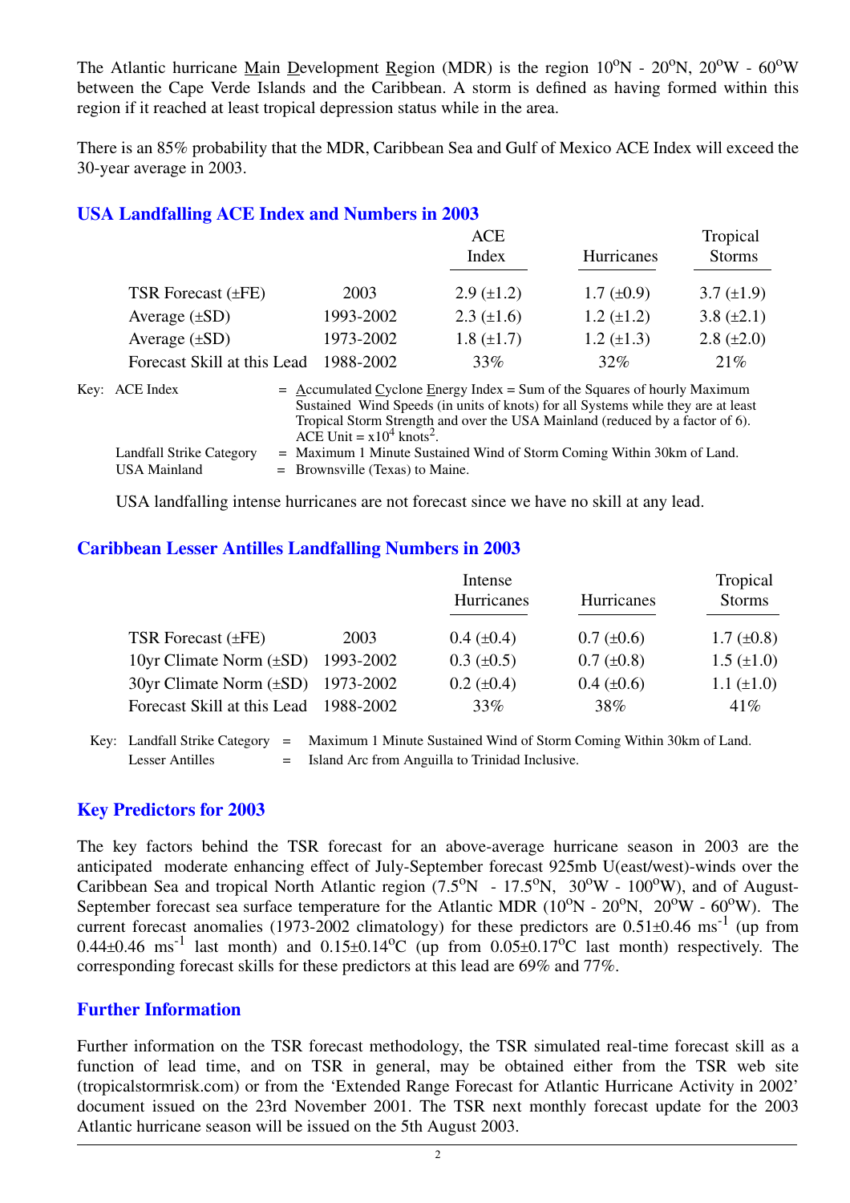The Atlantic hurricane Main Development Region (MDR) is the region $10^oN$ - $20^oN$, $20^oW$ - $60^oW$ between the Cape Verde Islands and the Caribbean. A storm is defined as having formed within this region if it reached at least tropical depression status while in the area.

There is an 85% probability that the MDR, Caribbean Sea and Gulf of Mexico ACE Index will exceed the 30-year average in 2003.

## USA Landfalling ACE Index and Numbers in 2003

| | | ACE Index | Hurricanes | Tropical Storms |
|---|---|---|---|---|
| TSR Forecast (±FE) | 2003 | 2.9 (±1.2) | 1.7 (±0.9) | 3.7 (±1.9) |
| Average (±SD) | 1993-2002 | 2.3 (±1.6) | 1.2 (±1.2) | 3.8 (±2.1) |
| Average (±SD) | 1973-2002 | 1.8 (±1.7) | 1.2 (±1.3) | 2.8 (±2.0) |
| Forecast Skill at this Lead | 1988-2002 | 33% | 32% | 21% |

Key: ACE Index = Accumulated Cyclone Energy Index = Sum of the Squares of hourly Maximum Sustained Wind Speeds (in units of knots) for all Systems while they are at least Tropical Storm Strength and over the USA Mainland (reduced by a factor of 6). ACE Unit = $x10^4$ $knots^2$.

Landfall Strike Category = Maximum 1 Minute Sustained Wind of Storm Coming Within 30km of Land.

USA Mainland = Brownsville (Texas) to Maine.

USA landfalling intense hurricanes are not forecast since we have no skill at any lead.

## Caribbean Lesser Antilles Landfalling Numbers in 2003

| | | Intense Hurricanes | Hurricanes | Tropical Storms |
|---|---|---|---|---|
| TSR Forecast (±FE) | 2003 | 0.4 (±0.4) | 0.7 (±0.6) | 1.7 (±0.8) |
| 10yr Climate Norm (±SD) | 1993-2002 | 0.3 (±0.5) | 0.7 (±0.8) | 1.5 (±1.0) |
| 30yr Climate Norm (±SD) | 1973-2002 | 0.2 (±0.4) | 0.4 (±0.6) | 1.1 (±1.0) |
| Forecast Skill at this Lead | 1988-2002 | 33% | 38% | 41% |

Key: Landfall Strike Category = Maximum 1 Minute Sustained Wind of Storm Coming Within 30km of Land.

Lesser Antilles = Island Arc from Anguilla to Trinidad Inclusive.

## Key Predictors for 2003

The key factors behind the TSR forecast for an above-average hurricane season in 2003 are the anticipated moderate enhancing effect of July-September forecast 925mb U(east/west)-winds over the Caribbean Sea and tropical North Atlantic region ($7.5^oN$ - $17.5^oN$, $30^oW$ - $100^oW$), and of August-September forecast sea surface temperature for the Atlantic MDR ($10^oN$ - $20^oN$, $20^oW$ - $60^oW$). The current forecast anomalies (1973-2002 climatology) for these predictors are $0.51 \pm 0.46$ $ms^{-1}$ (up from $0.44 \pm 0.46$ $ms^{-1}$ last month) and $0.15 \pm 0.14^oC$ (up from $0.05 \pm 0.17^oC$ last month) respectively. The corresponding forecast skills for these predictors at this lead are 69% and 77%.

## Further Information

Further information on the TSR forecast methodology, the TSR simulated real-time forecast skill as a function of lead time, and on TSR in general, may be obtained either from the TSR web site (tropicalstormrisk.com) or from the 'Extended Range Forecast for Atlantic Hurricane Activity in 2002' document issued on the 23rd November 2001. The TSR next monthly forecast update for the 2003 Atlantic hurricane season will be issued on the 5th August 2003.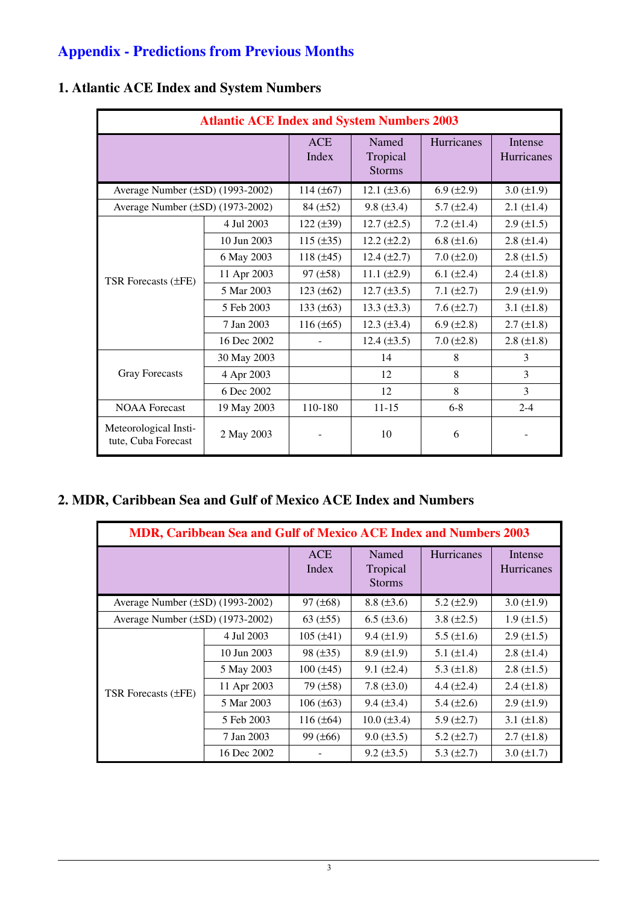# Appendix - Predictions from Previous Months

## 1. Atlantic ACE Index and System Numbers

| Atlantic ACE Index and System Numbers 2003 | | | | | |
|---|---|---|---|---|---|
| | | ACE Index | Named Tropical Storms | Hurricanes | Intense Hurricanes |
| Average Number (±SD) (1993-2002) | | 114 (±67) | 12.1 (±3.6) | 6.9 (±2.9) | 3.0 (±1.9) |
| Average Number (±SD) (1973-2002) | | 84 (±52) | 9.8 (±3.4) | 5.7 (±2.4) | 2.1 (±1.4) |
| TSR Forecasts (±FE) | 4 Jul 2003 | 122 (±39) | 12.7 (±2.5) | 7.2 (±1.4) | 2.9 (±1.5) |
| | 10 Jun 2003 | 115 (±35) | 12.2 (±2.2) | 6.8 (±1.6) | 2.8 (±1.4) |
| | 6 May 2003 | 118 (±45) | 12.4 (±2.7) | 7.0 (±2.0) | 2.8 (±1.5) |
| | 11 Apr 2003 | 97 (±58) | 11.1 (±2.9) | 6.1 (±2.4) | 2.4 (±1.8) |
| | 5 Mar 2003 | 123 (±62) | 12.7 (±3.5) | 7.1 (±2.7) | 2.9 (±1.9) |
| | 5 Feb 2003 | 133 (±63) | 13.3 (±3.3) | 7.6 (±2.7) | 3.1 (±1.8) |
| | 7 Jan 2003 | 116 (±65) | 12.3 (±3.4) | 6.9 (±2.8) | 2.7 (±1.8) |
| | 16 Dec 2002 | - | 12.4 (±3.5) | 7.0 (±2.8) | 2.8 (±1.8) |
| Gray Forecasts | 30 May 2003 | | 14 | 8 | 3 |
| | 4 Apr 2003 | | 12 | 8 | 3 |
| | 6 Dec 2002 | | 12 | 8 | 3 |
| NOAA Forecast | 19 May 2003 | 110-180 | 11-15 | 6-8 | 2-4 |
| Meteorological Institute, Cuba Forecast | 2 May 2003 | - | 10 | 6 | - |

## 2. MDR, Caribbean Sea and Gulf of Mexico ACE Index and Numbers

| MDR, Caribbean Sea and Gulf of Mexico ACE Index and Numbers 2003 | | | | | |
|---|---|---|---|---|---|
| | | ACE Index | Named Tropical Storms | Hurricanes | Intense Hurricanes |
| Average Number (±SD) (1993-2002) | | 97 (±68) | 8.8 (±3.6) | 5.2 (±2.9) | 3.0 (±1.9) |
| Average Number (±SD) (1973-2002) | | 63 (±55) | 6.5 (±3.6) | 3.8 (±2.5) | 1.9 (±1.5) |
| TSR Forecasts (±FE) | 4 Jul 2003 | 105 (±41) | 9.4 (±1.9) | 5.5 (±1.6) | 2.9 (±1.5) |
| | 10 Jun 2003 | 98 (±35) | 8.9 (±1.9) | 5.1 (±1.4) | 2.8 (±1.4) |
| | 5 May 2003 | 100 (±45) | 9.1 (±2.4) | 5.3 (±1.8) | 2.8 (±1.5) |
| | 11 Apr 2003 | 79 (±58) | 7.8 (±3.0) | 4.4 (±2.4) | 2.4 (±1.8) |
| | 5 Mar 2003 | 106 (±63) | 9.4 (±3.4) | 5.4 (±2.6) | 2.9 (±1.9) |
| | 5 Feb 2003 | 116 (±64) | 10.0 (±3.4) | 5.9 (±2.7) | 3.1 (±1.8) |
| | 7 Jan 2003 | 99 (±66) | 9.0 (±3.5) | 5.2 (±2.7) | 2.7 (±1.8) |
| | 16 Dec 2002 | - | 9.2 (±3.5) | 5.3 (±2.7) | 3.0 (±1.7) |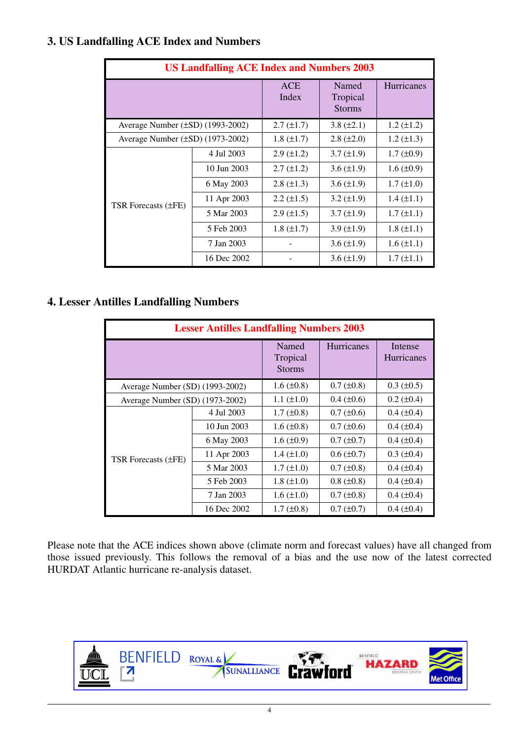## 3. US Landfalling ACE Index and Numbers

| US Landfalling ACE Index and Numbers 2003 | | | | |
|---|---|---|---|---|
| | | ACE Index | Named Tropical Storms | Hurricanes |
| Average Number (±SD) (1993-2002) | | 2.7 (±1.7) | 3.8 (±2.1) | 1.2 (±1.2) |
| Average Number (±SD) (1973-2002) | | 1.8 (±1.7) | 2.8 (±2.0) | 1.2 (±1.3) |
| TSR Forecasts (±FE) | 4 Jul 2003 | 2.9 (±1.2) | 3.7 (±1.9) | 1.7 (±0.9) |
| | 10 Jun 2003 | 2.7 (±1.2) | 3.6 (±1.9) | 1.6 (±0.9) |
| | 6 May 2003 | 2.8 (±1.3) | 3.6 (±1.9) | 1.7 (±1.0) |
| | 11 Apr 2003 | 2.2 (±1.5) | 3.2 (±1.9) | 1.4 (±1.1) |
| | 5 Mar 2003 | 2.9 (±1.5) | 3.7 (±1.9) | 1.7 (±1.1) |
| | 5 Feb 2003 | 1.8 (±1.7) | 3.9 (±1.9) | 1.8 (±1.1) |
| | 7 Jan 2003 | - | 3.6 (±1.9) | 1.6 (±1.1) |
| | 16 Dec 2002 | - | 3.6 (±1.9) | 1.7 (±1.1) |

## 4. Lesser Antilles Landfalling Numbers

| Lesser Antilles Landfalling Numbers 2003 | | | | |
|---|---|---|---|---|
| | | Named Tropical Storms | Hurricanes | Intense Hurricanes |
| Average Number (SD) (1993-2002) | | 1.6 (±0.8) | 0.7 (±0.8) | 0.3 (±0.5) |
| Average Number (SD) (1973-2002) | | 1.1 (±1.0) | 0.4 (±0.6) | 0.2 (±0.4) |
| TSR Forecasts (±FE) | 4 Jul 2003 | 1.7 (±0.8) | 0.7 (±0.6) | 0.4 (±0.4) |
| | 10 Jun 2003 | 1.6 (±0.8) | 0.7 (±0.6) | 0.4 (±0.4) |
| | 6 May 2003 | 1.6 (±0.9) | 0.7 (±0.7) | 0.4 (±0.4) |
| | 11 Apr 2003 | 1.4 (±1.0) | 0.6 (±0.7) | 0.3 (±0.4) |
| | 5 Mar 2003 | 1.7 (±1.0) | 0.7 (±0.8) | 0.4 (±0.4) |
| | 5 Feb 2003 | 1.8 (±1.0) | 0.8 (±0.8) | 0.4 (±0.4) |
| | 7 Jan 2003 | 1.6 (±1.0) | 0.7 (±0.8) | 0.4 (±0.4) |
| | 16 Dec 2002 | 1.7 (±0.8) | 0.7 (±0.7) | 0.4 (±0.4) |

Please note that the ACE indices shown above (climate norm and forecast values) have all changed from those issued previously. This follows the removal of a bias and the use now of the latest corrected HURDAT Atlantic hurricane re-analysis dataset.

UCL BENFIELD ROYAL & SUNALLIANCE Crawford BENFIELD HAZARD RESEARCH CENTRE Met Office